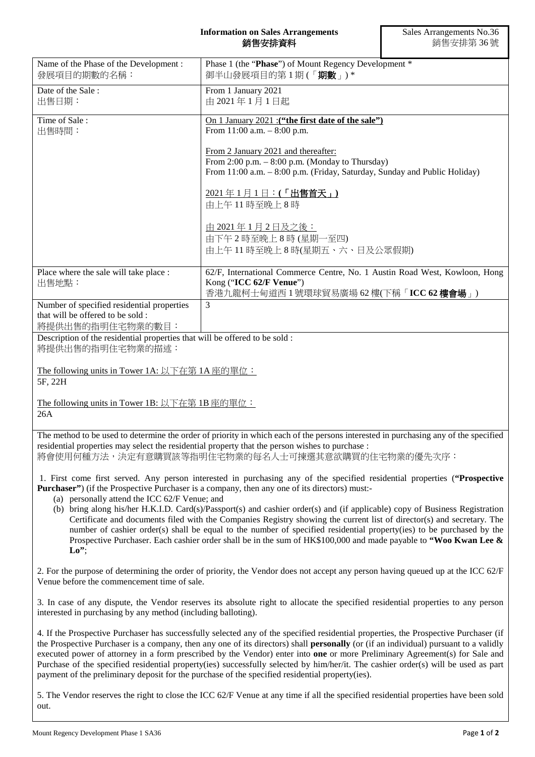**Information on Sales Arrangements**
**銷售安排資料**

Sales Arrangements No.36
銷售安排第 36 號

| | |
|---|---|
| Name of the Phase of the Development :<br>發展項目的期數的名稱： | Phase 1 (the "**Phase**") of Mount Regency Development *<br>御半山發展項目的第 1 期 (「**期數**」) * |
| Date of the Sale :<br>出售日期： | From 1 January 2021<br>由 2021 年 1 月 1 日起 |
| Time of Sale :<br>出售時間： | On 1 January 2021 :**("the first date of the sale")**<br>From 11:00 a.m. – 8:00 p.m.<br><br>From 2 January 2021 and thereafter:<br>From 2:00 p.m. – 8:00 p.m. (Monday to Thursday)<br>From 11:00 a.m. – 8:00 p.m. (Friday, Saturday, Sunday and Public Holiday)<br><br>2021 年 1 月 1 日：**(「出售首天」)**<br>由上午 11 時至晚上 8 時<br><br>由 2021 年 1 月 2 日及之後：<br>由下午 2 時至晚上 8 時 (星期一至四)<br>由上午 11 時至晚上 8 時(星期五、六、日及公眾假期) |
| Place where the sale will take place :<br>出售地點： | 62/F, International Commerce Centre, No. 1 Austin Road West, Kowloon, Hong Kong ("**ICC 62/F Venue**")<br>香港九龍柯士甸道西 1 號環球貿易廣場 62 樓(下稱「**ICC 62 樓會場**」) |
| Number of specified residential properties that will be offered to be sold :<br>將提供出售的指明住宅物業的數目： | 3 |

Description of the residential properties that will be offered to be sold :
將提供出售的指明住宅物業的描述：

The following units in Tower 1A: 以下在第 1A 座的單位：
5F, 22H

The following units in Tower 1B: 以下在第 1B 座的單位：
26A

The method to be used to determine the order of priority in which each of the persons interested in purchasing any of the specified residential properties may select the residential property that the person wishes to purchase :
將會使用何種方法，決定有意購買該等指明住宅物業的每名人士可揀選其意欲購買的住宅物業的優先次序：

1. First come first served. Any person interested in purchasing any of the specified residential properties (**"Prospective Purchaser"**) (if the Prospective Purchaser is a company, then any one of its directors) must:-
   (a) personally attend the ICC 62/F Venue; and
   (b) bring along his/her H.K.I.D. Card(s)/Passport(s) and cashier order(s) and (if applicable) copy of Business Registration Certificate and documents filed with the Companies Registry showing the current list of director(s) and secretary. The number of cashier order(s) shall be equal to the number of specified residential property(ies) to be purchased by the Prospective Purchaser. Each cashier order shall be in the sum of HK$100,000 and made payable to **"Woo Kwan Lee & Lo"**;

2. For the purpose of determining the order of priority, the Vendor does not accept any person having queued up at the ICC 62/F Venue before the commencement time of sale.

3. In case of any dispute, the Vendor reserves its absolute right to allocate the specified residential properties to any person interested in purchasing by any method (including balloting).

4. If the Prospective Purchaser has successfully selected any of the specified residential properties, the Prospective Purchaser (if the Prospective Purchaser is a company, then any one of its directors) shall **personally** (or (if an individual) pursuant to a validly executed power of attorney in a form prescribed by the Vendor) enter into **one** or more Preliminary Agreement(s) for Sale and Purchase of the specified residential property(ies) successfully selected by him/her/it. The cashier order(s) will be used as part payment of the preliminary deposit for the purchase of the specified residential property(ies).

5. The Vendor reserves the right to close the ICC 62/F Venue at any time if all the specified residential properties have been sold out.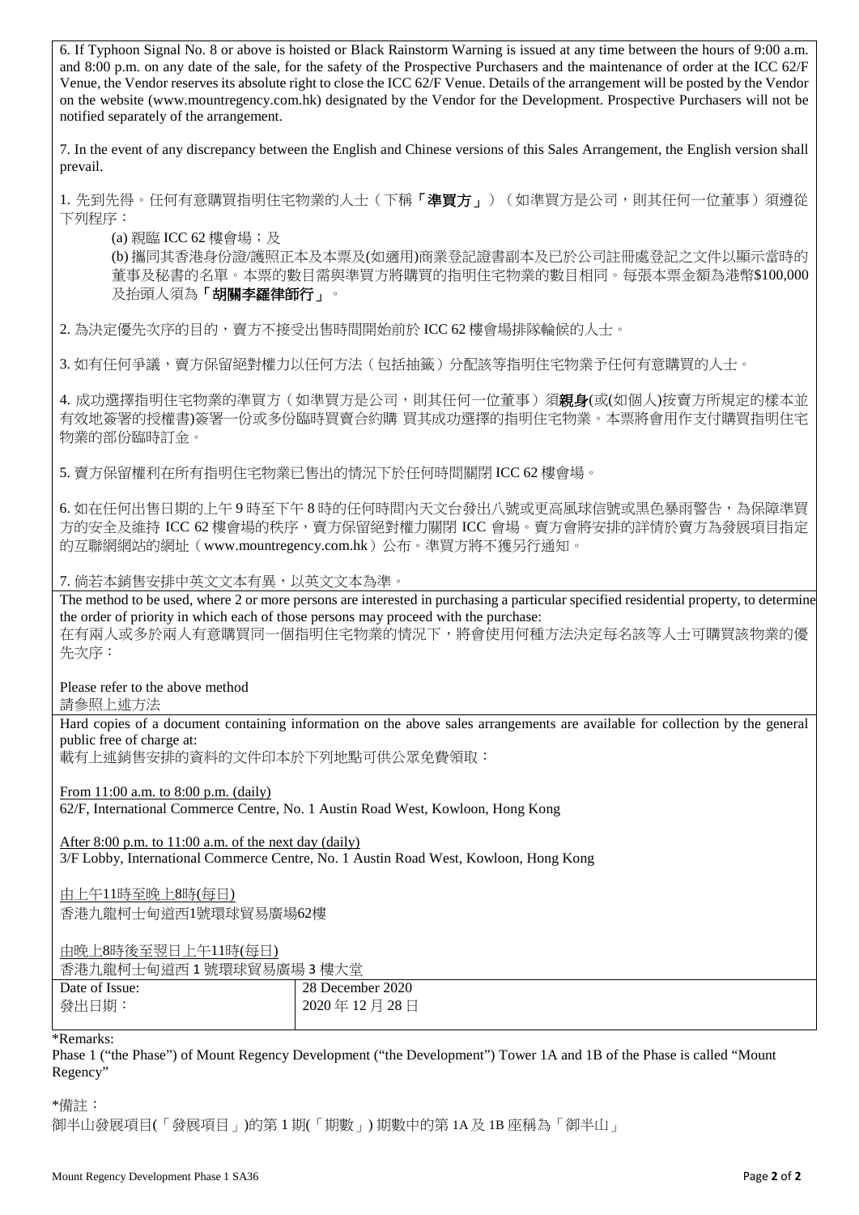6. If Typhoon Signal No. 8 or above is hoisted or Black Rainstorm Warning is issued at any time between the hours of 9:00 a.m. and 8:00 p.m. on any date of the sale, for the safety of the Prospective Purchasers and the maintenance of order at the ICC 62/F Venue, the Vendor reserves its absolute right to close the ICC 62/F Venue. Details of the arrangement will be posted by the Vendor on the website (www.mountregency.com.hk) designated by the Vendor for the Development. Prospective Purchasers will not be notified separately of the arrangement.

7. In the event of any discrepancy between the English and Chinese versions of this Sales Arrangement, the English version shall prevail.

1. 先到先得。任何有意購買指明住宅物業的人士（下稱**「準買方」**）（如準買方是公司，則其任何一位董事）須遵從下列程序：

(a) 親臨 ICC 62 樓會場；及

(b) 攜同其香港身份證/護照正本及本票及(如適用)商業登記證書副本及已於公司註冊處登記之文件以顯示當時的董事及秘書的名單。本票的數目需與準買方將購買的指明住宅物業的數目相同。每張本票金額為港幣$100,000及抬頭人須為**「胡關李羅律師行」**。

2. 為決定優先次序的目的，賣方不接受出售時間開始前於 ICC 62 樓會場排隊輪候的人士。

3. 如有任何爭議，賣方保留絕對權力以任何方法（包括抽籤）分配該等指明住宅物業予任何有意購買的人士。

4. 成功選擇指明住宅物業的準買方（如準買方是公司，則其任何一位董事）須**親身**(或(如個人)按賣方所規定的樣本並有效地簽署的授權書)簽署一份或多份臨時買賣合約購 買其成功選擇的指明住宅物業。本票將會用作支付購買指明住宅物業的部份臨時訂金。

5. 賣方保留權利在所有指明住宅物業已售出的情況下於任何時間關閉 ICC 62 樓會場。

6. 如在任何出售日期的上午 9 時至下午 8 時的任何時間內天文台發出八號或更高風球信號或黑色暴雨警告，為保障準買方的安全及維持 ICC 62 樓會場的秩序，賣方保留絕對權力關閉 ICC 會場。賣方會將安排的詳情於賣方為發展項目指定的互聯網網站的網址（www.mountregency.com.hk）公布。準買方將不獲另行通知。

7. 倘若本銷售安排中英文文本有異，以英文文本為準。

The method to be used, where 2 or more persons are interested in purchasing a particular specified residential property, to determine the order of priority in which each of those persons may proceed with the purchase:

在有兩人或多於兩人有意購買同一個指明住宅物業的情況下，將會使用何種方法決定每名該等人士可購買該物業的優先次序：

Please refer to the above method

請參照上述方法

Hard copies of a document containing information on the above sales arrangements are available for collection by the general public free of charge at:

載有上述銷售安排的資料的文件印本於下列地點可供公眾免費領取：

<u>From 11:00 a.m. to 8:00 p.m. (daily)</u>

62/F, International Commerce Centre, No. 1 Austin Road West, Kowloon, Hong Kong

<u>After 8:00 p.m. to 11:00 a.m. of the next day (daily)</u>

3/F Lobby, International Commerce Centre, No. 1 Austin Road West, Kowloon, Hong Kong

<u>由上午11時至晚上8時(每日)</u>

香港九龍柯士甸道西1號環球貿易廣場62樓

<u>由晚上8時後至翌日上午11時(每日)</u>

香港九龍柯士甸道西 1 號環球貿易廣場 3 樓大堂

| | |
|---|---|
| Date of Issue:<br>發出日期： | 28 December 2020<br>2020 年 12 月 28 日 |

*Remarks:

Phase 1 ("the Phase") of Mount Regency Development ("the Development") Tower 1A and 1B of the Phase is called "Mount Regency"

*備註：

御半山發展項目(「發展項目」)的第 1 期(「期數」) 期數中的第 1A 及 1B 座稱為「御半山」